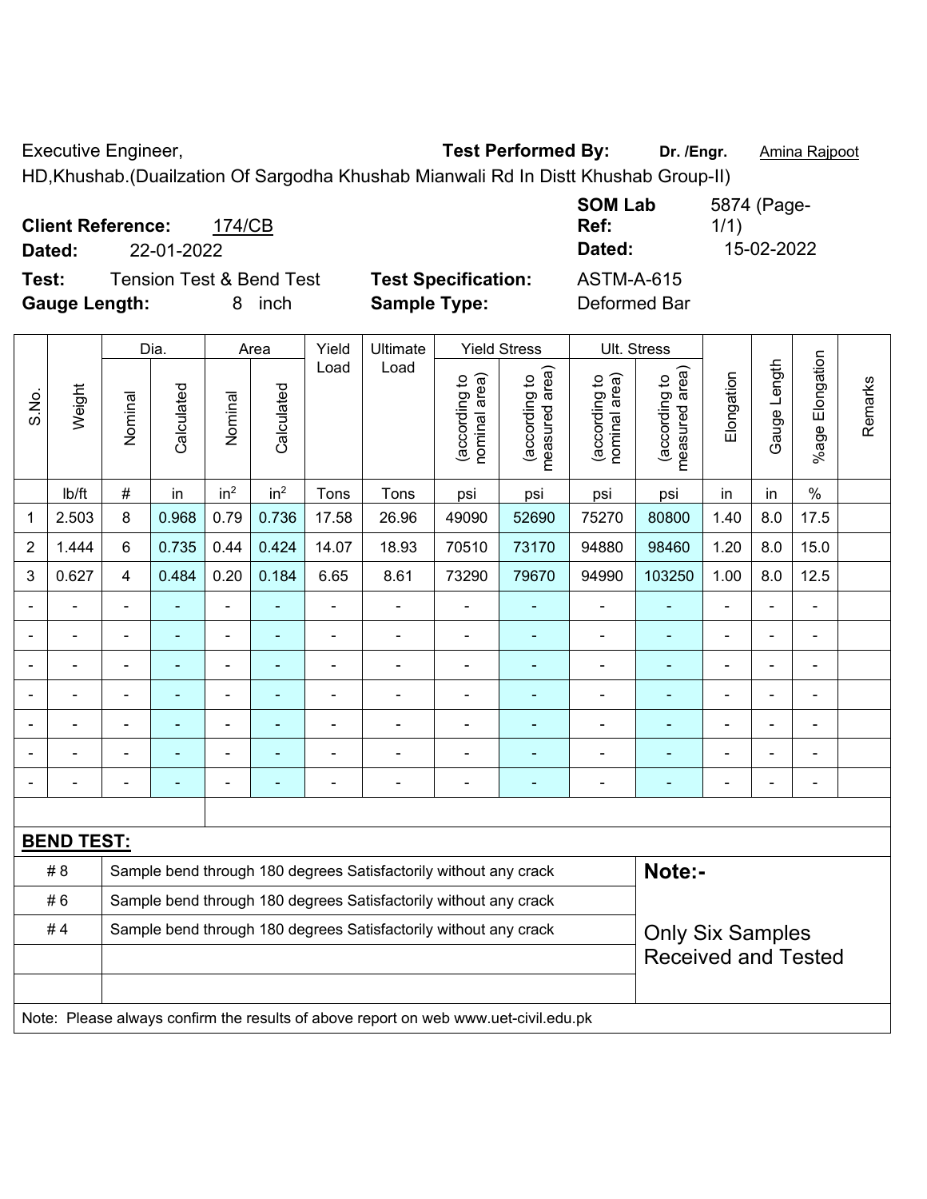Executive Engineer, **Test Performed By:** **Dr. /Engr.** Amina Rajpoot

HD,Khushab.(Duailzation Of Sargodha Khushab Mianwali Rd In Distt Khushab Group-II)

**Client Reference:** 174/CB **SOM Lab Ref:** 5874 (Page-1/1)

**Dated:** 22-01-2022 **Dated:** 15-02-2022

**Test:** Tension Test & Bend Test **Test Specification:** ASTM-A-615

**Gauge Length:** 8 inch **Sample Type:** Deformed Bar

| S.No. | Weight | Dia. | | Area | | Yield Load | Ultimate Load | Yield Stress | | Ult. Stress | | Elongation | Gauge Length | %age Elongation | Remarks |
|---|---|---|---|---|---|---|---|---|---|---|---|---|---|---|---|
| | | Nominal | Calculated | Nominal | Calculated | | | (according to nominal area) | (according to measured area) | (according to nominal area) | (according to measured area) | | | | |
| | lb/ft | # | in | $in^2$ | $in^2$ | Tons | Tons | psi | psi | psi | psi | in | in | % | |
| 1 | 2.503 | 8 | 0.968 | 0.79 | 0.736 | 17.58 | 26.96 | 49090 | 52690 | 75270 | 80800 | 1.40 | 8.0 | 17.5 | |
| 2 | 1.444 | 6 | 0.735 | 0.44 | 0.424 | 14.07 | 18.93 | 70510 | 73170 | 94880 | 98460 | 1.20 | 8.0 | 15.0 | |
| 3 | 0.627 | 4 | 0.484 | 0.20 | 0.184 | 6.65 | 8.61 | 73290 | 79670 | 94990 | 103250 | 1.00 | 8.0 | 12.5 | |
| - | - | - | - | - | - | - | - | - | - | - | - | - | - | - | |
| - | - | - | - | - | - | - | - | - | - | - | - | - | - | - | |
| - | - | - | - | - | - | - | - | - | - | - | - | - | - | - | |
| - | - | - | - | - | - | - | - | - | - | - | - | - | - | - | |
| - | - | - | - | - | - | - | - | - | - | - | - | - | - | - | |
| - | - | - | - | - | - | - | - | - | - | - | - | - | - | - | |
| - | - | - | - | - | - | - | - | - | - | - | - | - | - | - | |

**BEND TEST:**

| | | |
|---|---|---|
| # 8 | Sample bend through 180 degrees Satisfactorily without any crack | **Note:-** |
| # 6 | Sample bend through 180 degrees Satisfactorily without any crack | |
| # 4 | Sample bend through 180 degrees Satisfactorily without any crack | Only Six Samples Received and Tested |

Note: Please always confirm the results of above report on web www.uet-civil.edu.pk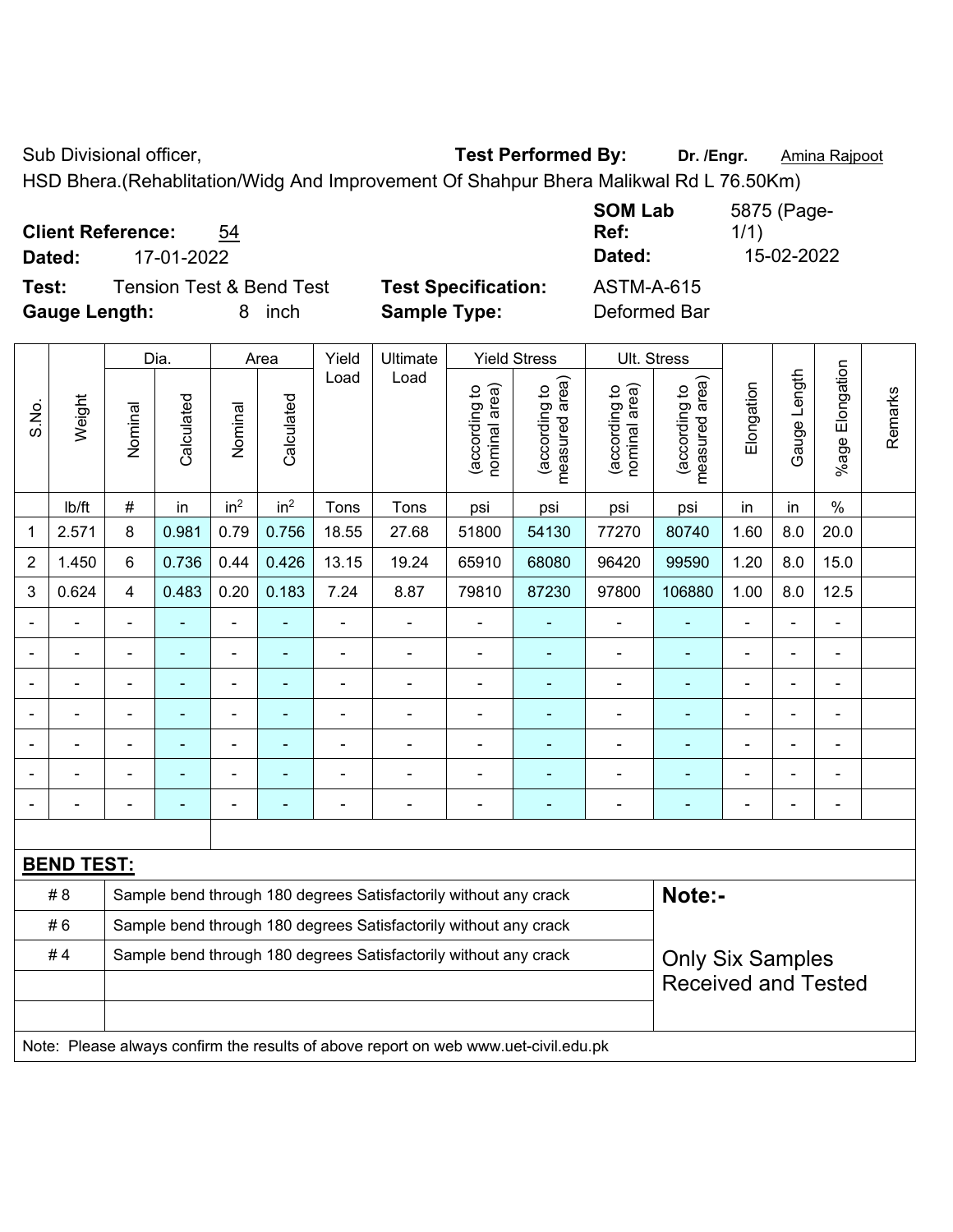Sub Divisional officer, **Test Performed By:** **Dr. /Engr.** Amina Rajpoot

HSD Bhera.(Rehablitation/Widg And Improvement Of Shahpur Bhera Malikwal Rd L 76.50Km)

**Client Reference:** 54  
**Dated:** 17-01-2022

**SOM Lab Ref:** 5875 (Page-1/1)  
**Dated:** 15-02-2022

**Test:** Tension Test & Bend Test  
**Gauge Length:** 8 inch

**Test Specification:** ASTM-A-615  
**Sample Type:** Deformed Bar

| S.No. | Weight | Dia. | | Area | | Yield Load | Ultimate Load | Yield Stress | | Ult. Stress | | Elongation | Gauge Length | %age Elongation | Remarks |
|---|---|---|---|---|---|---|---|---|---|---|---|---|---|---|---|
| | | Nominal | Calculated | Nominal | Calculated | | | (according to nominal area) | (according to measured area) | (according to nominal area) | (according to measured area) | | | | |
| | lb/ft | # | in | $in^2$ | $in^2$ | Tons | Tons | psi | psi | psi | psi | in | in | % | |
| 1 | 2.571 | 8 | 0.981 | 0.79 | 0.756 | 18.55 | 27.68 | 51800 | 54130 | 77270 | 80740 | 1.60 | 8.0 | 20.0 | |
| 2 | 1.450 | 6 | 0.736 | 0.44 | 0.426 | 13.15 | 19.24 | 65910 | 68080 | 96420 | 99590 | 1.20 | 8.0 | 15.0 | |
| 3 | 0.624 | 4 | 0.483 | 0.20 | 0.183 | 7.24 | 8.87 | 79810 | 87230 | 97800 | 106880 | 1.00 | 8.0 | 12.5 | |
| - | - | - | - | - | - | - | - | - | - | - | - | - | - | - | |
| - | - | - | - | - | - | - | - | - | - | - | - | - | - | - | |
| - | - | - | - | - | - | - | - | - | - | - | - | - | - | - | |
| - | - | - | - | - | - | - | - | - | - | - | - | - | - | - | |
| - | - | - | - | - | - | - | - | - | - | - | - | - | - | - | |
| - | - | - | - | - | - | - | - | - | - | - | - | - | - | - | |
| - | - | - | - | - | - | - | - | - | - | - | - | - | - | - | |

**BEND TEST:**

| Bar | Result |
|---|---|
| # 8 | Sample bend through 180 degrees Satisfactorily without any crack |
| # 6 | Sample bend through 180 degrees Satisfactorily without any crack |
| # 4 | Sample bend through 180 degrees Satisfactorily without any crack |

**Note:-**

Only Six Samples Received and Tested

Note: Please always confirm the results of above report on web www.uet-civil.edu.pk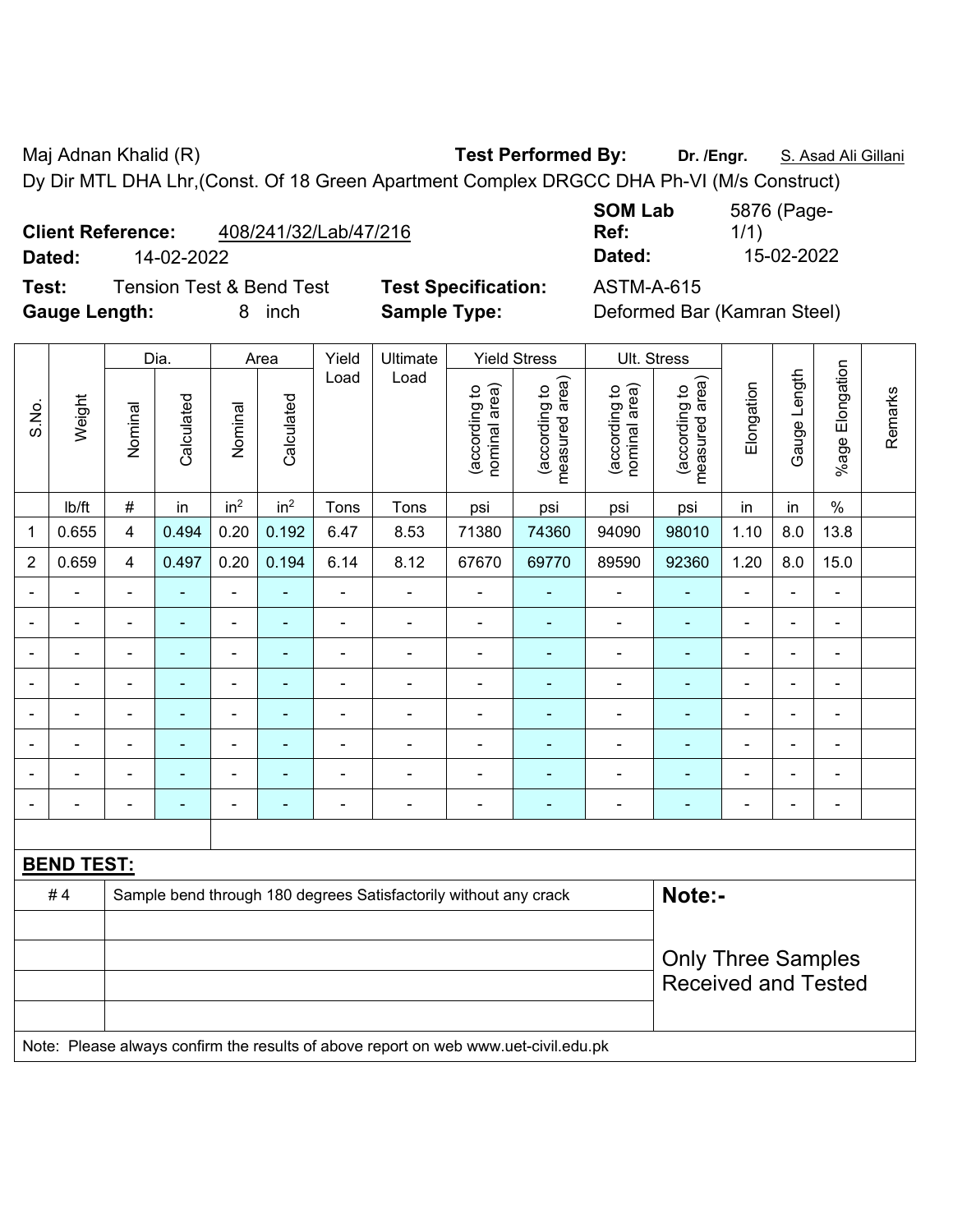Maj Adnan Khalid (R) **Test Performed By:** **Dr. /Engr.** S. Asad Ali Gillani

Dy Dir MTL DHA Lhr,(Const. Of 18 Green Apartment Complex DRGCC DHA Ph-VI (M/s Construct)

**Client Reference:** 408/241/32/Lab/47/216 **SOM Lab Ref:** 5876 (Page-1/1)

**Dated:** 14-02-2022 **Dated:** 15-02-2022

**Test:** Tension Test & Bend Test **Test Specification:** ASTM-A-615

**Gauge Length:** 8 inch **Sample Type:** Deformed Bar (Kamran Steel)

| S.No. | Weight | Dia. | | Area | | Yield Load | Ultimate Load | Yield Stress | | Ult. Stress | | Elongation | Gauge Length | %age Elongation | Remarks |
|---|---|---|---|---|---|---|---|---|---|---|---|---|---|---|---|
| | | Nominal | Calculated | Nominal | Calculated | | | (according to nominal area) | (according to measured area) | (according to nominal area) | (according to measured area) | | | | |
| | lb/ft | # | in | in² | in² | Tons | Tons | psi | psi | psi | psi | in | in | % | |
| 1 | 0.655 | 4 | 0.494 | 0.20 | 0.192 | 6.47 | 8.53 | 71380 | 74360 | 94090 | 98010 | 1.10 | 8.0 | 13.8 | |
| 2 | 0.659 | 4 | 0.497 | 0.20 | 0.194 | 6.14 | 8.12 | 67670 | 69770 | 89590 | 92360 | 1.20 | 8.0 | 15.0 | |
| - | - | - | - | - | - | - | - | - | - | - | - | - | - | - | |
| - | - | - | - | - | - | - | - | - | - | - | - | - | - | - | |
| - | - | - | - | - | - | - | - | - | - | - | - | - | - | - | |
| - | - | - | - | - | - | - | - | - | - | - | - | - | - | - | |
| - | - | - | - | - | - | - | - | - | - | - | - | - | - | - | |
| - | - | - | - | - | - | - | - | - | - | - | - | - | - | - | |
| - | - | - | - | - | - | - | - | - | - | - | - | - | - | - | |
| - | - | - | - | - | - | - | - | - | - | - | - | - | - | - | |

**BEND TEST:**

| | | |
|---|---|---|
| # 4 | Sample bend through 180 degrees Satisfactorily without any crack | **Note:-** Only Three Samples Received and Tested |

Note: Please always confirm the results of above report on web www.uet-civil.edu.pk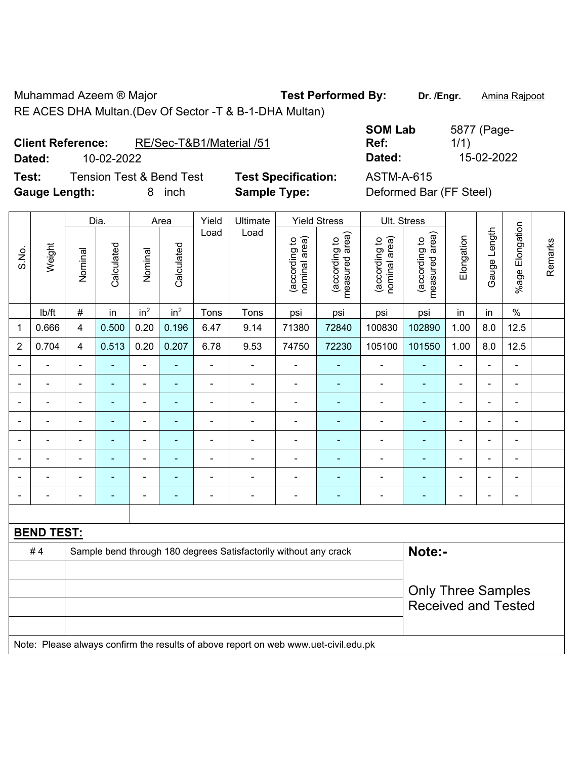Muhammad Azeem ® Major
RE ACES DHA Multan.(Dev Of Sector -T & B-1-DHA Multan)

**Test Performed By:** **Dr. /Engr.** Amina Rajpoot

**Client Reference:** RE/Sec-T&B1/Material /51
**Dated:** 10-02-2022

**SOM Lab Ref:** 5877 (Page-1/1)
**Dated:** 15-02-2022

**Test:** Tension Test & Bend Test
**Gauge Length:** 8 inch

**Test Specification:** ASTM-A-615
**Sample Type:** Deformed Bar (FF Steel)

| S.No. | Weight | Dia. | | Area | | Yield Load | Ultimate Load | Yield Stress | | Ult. Stress | | Elongation | Gauge Length | %age Elongation | Remarks |
|---|---|---|---|---|---|---|---|---|---|---|---|---|---|---|---|
| | | Nominal | Calculated | Nominal | Calculated | | | (according to nominal area) | (according to measured area) | (according to nominal area) | (according to measured area) | | | | |
| | lb/ft | # | in | $in^2$ | $in^2$ | Tons | Tons | psi | psi | psi | psi | in | in | % | |
| 1 | 0.666 | 4 | 0.500 | 0.20 | 0.196 | 6.47 | 9.14 | 71380 | 72840 | 100830 | 102890 | 1.00 | 8.0 | 12.5 | |
| 2 | 0.704 | 4 | 0.513 | 0.20 | 0.207 | 6.78 | 9.53 | 74750 | 72230 | 105100 | 101550 | 1.00 | 8.0 | 12.5 | |
| - | - | - | - | - | - | - | - | - | - | - | - | - | - | - | |
| - | - | - | - | - | - | - | - | - | - | - | - | - | - | - | |
| - | - | - | - | - | - | - | - | - | - | - | - | - | - | - | |
| - | - | - | - | - | - | - | - | - | - | - | - | - | - | - | |
| - | - | - | - | - | - | - | - | - | - | - | - | - | - | - | |
| - | - | - | - | - | - | - | - | - | - | - | - | - | - | - | |
| - | - | - | - | - | - | - | - | - | - | - | - | - | - | - | |
| - | - | - | - | - | - | - | - | - | - | - | - | - | - | - | |

**BEND TEST:**

| # 4 | Sample bend through 180 degrees Satisfactorily without any crack |
|---|---|
| | |
| | |
| | |
| | |

**Note:-**

Only Three Samples Received and Tested

Note: Please always confirm the results of above report on web www.uet-civil.edu.pk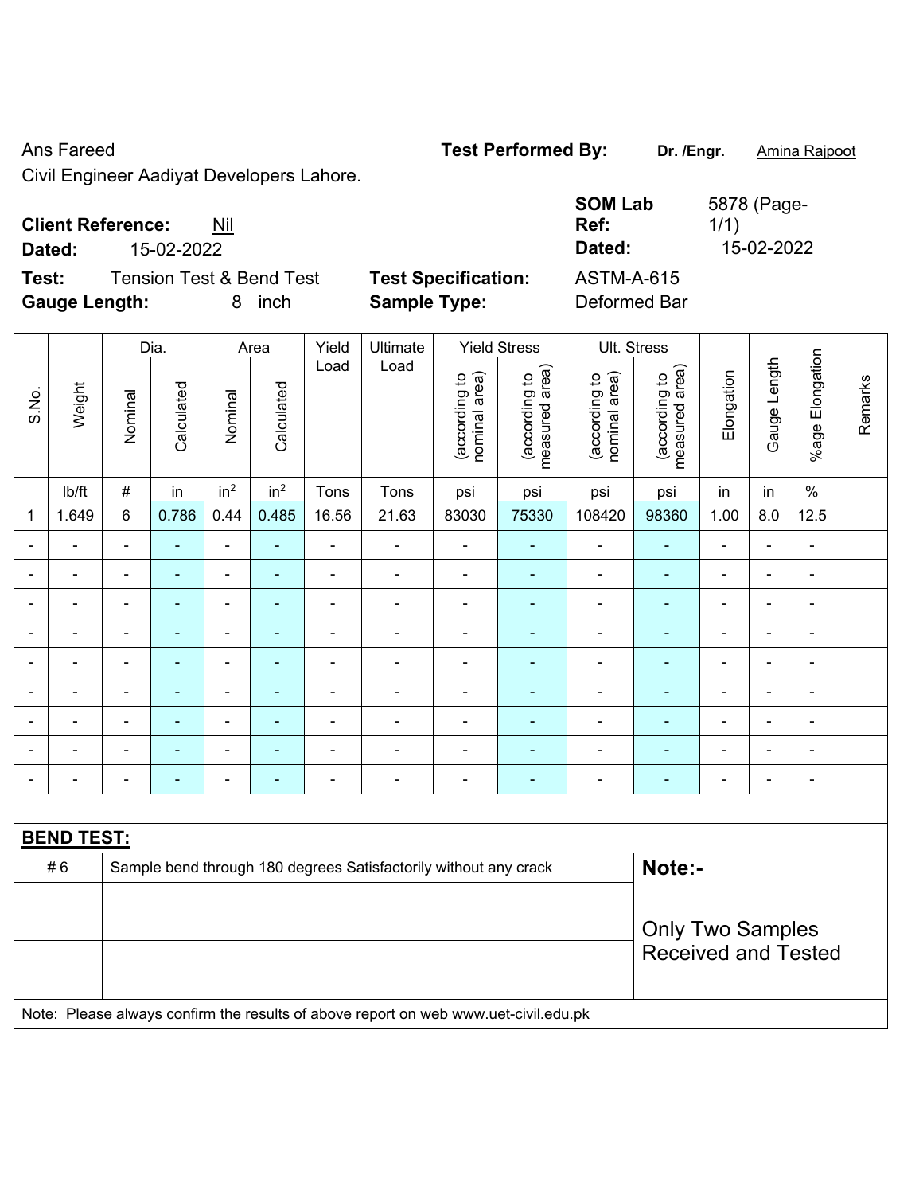Ans Fareed

Civil Engineer Aadiyat Developers Lahore.

**Test Performed By:** **Dr. /Engr.** Amina Rajpoot

**Client Reference:** Nil

**Dated:** 15-02-2022

**SOM Lab Ref:** 5878 (Page-1/1)

**Dated:** 15-02-2022

**Test:** Tension Test & Bend Test

**Test Specification:** ASTM-A-615

**Gauge Length:** 8 inch

**Sample Type:** Deformed Bar

| S.No. | Weight | Dia. | | Area | | Yield Load | Ultimate Load | Yield Stress | | Ult. Stress | | Elongation | Gauge Length | %age Elongation | Remarks |
|---|---|---|---|---|---|---|---|---|---|---|---|---|---|---|---|
| | | Nominal | Calculated | Nominal | Calculated | | | (according to nominal area) | (according to measured area) | (according to nominal area) | (according to measured area) | | | | |
| | lb/ft | # | in | $in^2$ | $in^2$ | Tons | Tons | psi | psi | psi | psi | in | in | % | |
| 1 | 1.649 | 6 | 0.786 | 0.44 | 0.485 | 16.56 | 21.63 | 83030 | 75330 | 108420 | 98360 | 1.00 | 8.0 | 12.5 | |
| - | - | - | - | - | - | - | - | - | - | - | - | - | - | - | |
| - | - | - | - | - | - | - | - | - | - | - | - | - | - | - | |
| - | - | - | - | - | - | - | - | - | - | - | - | - | - | - | |
| - | - | - | - | - | - | - | - | - | - | - | - | - | - | - | |
| - | - | - | - | - | - | - | - | - | - | - | - | - | - | - | |
| - | - | - | - | - | - | - | - | - | - | - | - | - | - | - | |
| - | - | - | - | - | - | - | - | - | - | - | - | - | - | - | |
| - | - | - | - | - | - | - | - | - | - | - | - | - | - | - | |
| - | - | - | - | - | - | - | - | - | - | - | - | - | - | - | |

**BEND TEST:**

| | | |
|---|---|---|
| # 6 | Sample bend through 180 degrees Satisfactorily without any crack | **Note:-** Only Two Samples Received and Tested |
| | | |
| | | |
| | | |
| | | |

Note: Please always confirm the results of above report on web www.uet-civil.edu.pk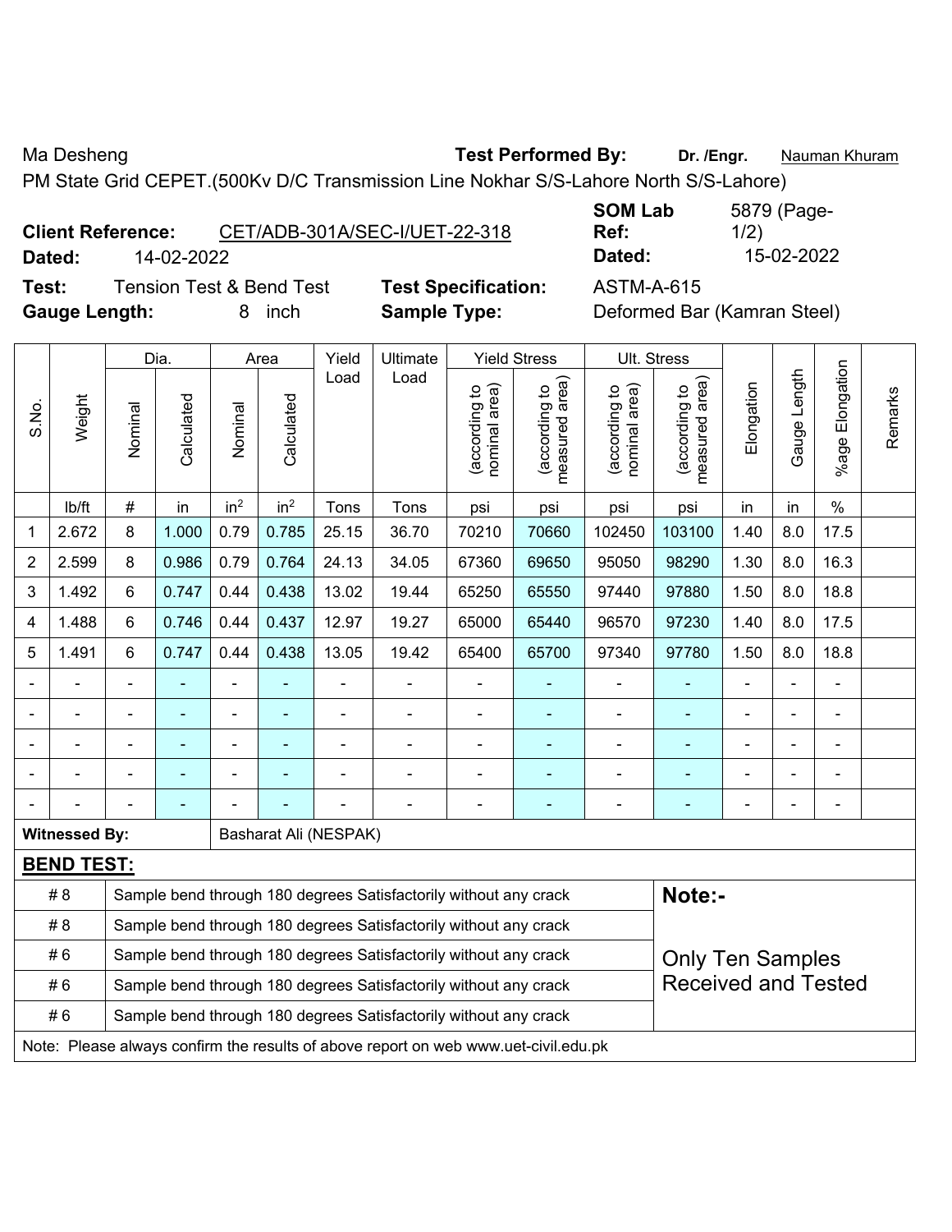Ma Desheng **Test Performed By:** **Dr. /Engr.** Nauman Khuram

PM State Grid CEPET.(500Kv D/C Transmission Line Nokhar S/S-Lahore North S/S-Lahore)

**Client Reference:** CET/ADB-301A/SEC-I/UET-22-318 **SOM Lab Ref:** 5879 (Page-1/2)

**Dated:** 14-02-2022 **Dated:** 15-02-2022

**Test:** Tension Test & Bend Test **Test Specification:** ASTM-A-615

**Gauge Length:** 8 inch **Sample Type:** Deformed Bar (Kamran Steel)

| S.No. | Weight | Dia. | | Area | | Yield Load | Ultimate Load | Yield Stress | | Ult. Stress | | Elongation | Gauge Length | %age Elongation | Remarks |
|---|---|---|---|---|---|---|---|---|---|---|---|---|---|---|---|
| | | Nominal | Calculated | Nominal | Calculated | | | (according to nominal area) | (according to measured area) | (according to nominal area) | (according to measured area) | | | | |
| | lb/ft | # | in | in$^2$ | in$^2$ | Tons | Tons | psi | psi | psi | psi | in | in | % | |
| 1 | 2.672 | 8 | 1.000 | 0.79 | 0.785 | 25.15 | 36.70 | 70210 | 70660 | 102450 | 103100 | 1.40 | 8.0 | 17.5 | |
| 2 | 2.599 | 8 | 0.986 | 0.79 | 0.764 | 24.13 | 34.05 | 67360 | 69650 | 95050 | 98290 | 1.30 | 8.0 | 16.3 | |
| 3 | 1.492 | 6 | 0.747 | 0.44 | 0.438 | 13.02 | 19.44 | 65250 | 65550 | 97440 | 97880 | 1.50 | 8.0 | 18.8 | |
| 4 | 1.488 | 6 | 0.746 | 0.44 | 0.437 | 12.97 | 19.27 | 65000 | 65440 | 96570 | 97230 | 1.40 | 8.0 | 17.5 | |
| 5 | 1.491 | 6 | 0.747 | 0.44 | 0.438 | 13.05 | 19.42 | 65400 | 65700 | 97340 | 97780 | 1.50 | 8.0 | 18.8 | |
| - | - | - | - | - | - | - | - | - | - | - | - | - | - | - | |
| - | - | - | - | - | - | - | - | - | - | - | - | - | - | - | |
| - | - | - | - | - | - | - | - | - | - | - | - | - | - | - | |
| - | - | - | - | - | - | - | - | - | - | - | - | - | - | - | |
| - | - | - | - | - | - | - | - | - | - | - | - | - | - | - | |

**Witnessed By:** Basharat Ali (NESPAK)

**BEND TEST:**

| Bar | Result |
|---|---|
| # 8 | Sample bend through 180 degrees Satisfactorily without any crack |
| # 8 | Sample bend through 180 degrees Satisfactorily without any crack |
| # 6 | Sample bend through 180 degrees Satisfactorily without any crack |
| # 6 | Sample bend through 180 degrees Satisfactorily without any crack |
| # 6 | Sample bend through 180 degrees Satisfactorily without any crack |

**Note:-**

Only Ten Samples Received and Tested

Note: Please always confirm the results of above report on web www.uet-civil.edu.pk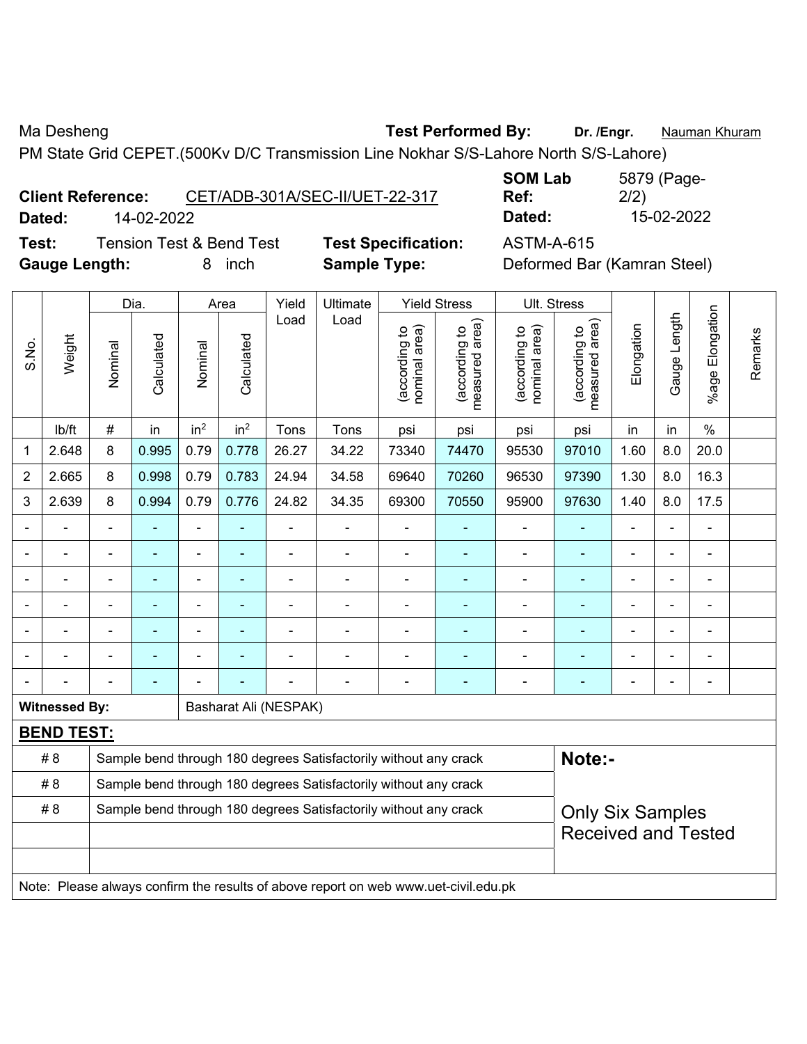Ma Desheng **Test Performed By:** **Dr. /Engr.** Nauman Khuram

PM State Grid CEPET.(500Kv D/C Transmission Line Nokhar S/S-Lahore North S/S-Lahore)

**Client Reference:** CET/ADB-301A/SEC-II/UET-22-317 **SOM Lab Ref:** 5879 (Page-2/2)

**Dated:** 14-02-2022 **Dated:** 15-02-2022

**Test:** Tension Test & Bend Test **Test Specification:** ASTM-A-615

**Gauge Length:** 8 inch **Sample Type:** Deformed Bar (Kamran Steel)

| S.No. | Weight | Dia. | | Area | | Yield Load | Ultimate Load | Yield Stress | | Ult. Stress | | Elongation | Gauge Length | %age Elongation | Remarks |
|---|---|---|---|---|---|---|---|---|---|---|---|---|---|---|---|
| | | Nominal | Calculated | Nominal | Calculated | | | (according to nominal area) | (according to measured area) | (according to nominal area) | (according to measured area) | | | | |
| | lb/ft | # | in | $in^2$ | $in^2$ | Tons | Tons | psi | psi | psi | psi | in | in | % | |
| 1 | 2.648 | 8 | 0.995 | 0.79 | 0.778 | 26.27 | 34.22 | 73340 | 74470 | 95530 | 97010 | 1.60 | 8.0 | 20.0 | |
| 2 | 2.665 | 8 | 0.998 | 0.79 | 0.783 | 24.94 | 34.58 | 69640 | 70260 | 96530 | 97390 | 1.30 | 8.0 | 16.3 | |
| 3 | 2.639 | 8 | 0.994 | 0.79 | 0.776 | 24.82 | 34.35 | 69300 | 70550 | 95900 | 97630 | 1.40 | 8.0 | 17.5 | |
| - | - | - | - | - | - | - | - | - | - | - | - | - | - | - | |
| - | - | - | - | - | - | - | - | - | - | - | - | - | - | - | |
| - | - | - | - | - | - | - | - | - | - | - | - | - | - | - | |
| - | - | - | - | - | - | - | - | - | - | - | - | - | - | - | |
| - | - | - | - | - | - | - | - | - | - | - | - | - | - | - | |
| - | - | - | - | - | - | - | - | - | - | - | - | - | - | - | |
| - | - | - | - | - | - | - | - | - | - | - | - | - | - | - | |

**Witnessed By:** Basharat Ali (NESPAK)

**BEND TEST:**

| | | |
|---|---|---|
| # 8 | Sample bend through 180 degrees Satisfactorily without any crack | **Note:-** |
| # 8 | Sample bend through 180 degrees Satisfactorily without any crack | |
| # 8 | Sample bend through 180 degrees Satisfactorily without any crack | Only Six Samples Received and Tested |
| | | |
| | | |

Note: Please always confirm the results of above report on web www.uet-civil.edu.pk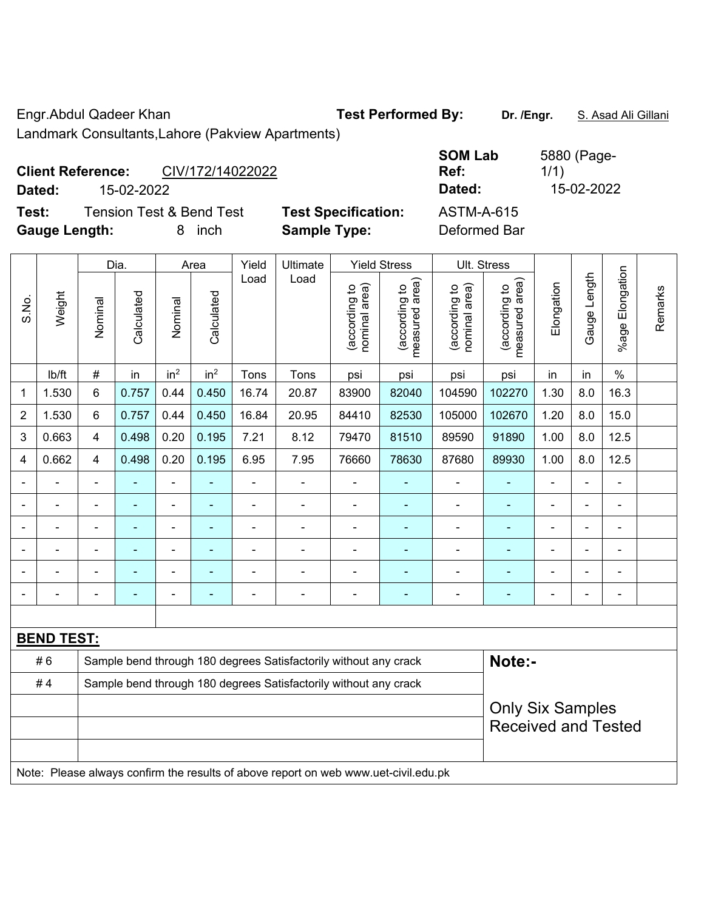Engr.Abdul Qadeer Khan

Landmark Consultants,Lahore (Pakview Apartments)

**Test Performed By:** **Dr. /Engr.** S. Asad Ali Gillani

**Client Reference:** CIV/172/14022022

**Dated:** 15-02-2022

**SOM Lab Ref:** 5880 (Page-1/1)

**Dated:** 15-02-2022

**Test:** Tension Test & Bend Test

**Gauge Length:** 8 inch

**Test Specification:** ASTM-A-615

**Sample Type:** Deformed Bar

| S.No. | Weight | Dia. | | Area | | Yield Load | Ultimate Load | Yield Stress | | Ult. Stress | | Elongation | Gauge Length | %age Elongation | Remarks |
|---|---|---|---|---|---|---|---|---|---|---|---|---|---|---|---|
| | | Nominal | Calculated | Nominal | Calculated | | | (according to nominal area) | (according to measured area) | (according to nominal area) | (according to measured area) | | | | |
| | lb/ft | # | in | $in^2$ | $in^2$ | Tons | Tons | psi | psi | psi | psi | in | in | % | |
| 1 | 1.530 | 6 | 0.757 | 0.44 | 0.450 | 16.74 | 20.87 | 83900 | 82040 | 104590 | 102270 | 1.30 | 8.0 | 16.3 | |
| 2 | 1.530 | 6 | 0.757 | 0.44 | 0.450 | 16.84 | 20.95 | 84410 | 82530 | 105000 | 102670 | 1.20 | 8.0 | 15.0 | |
| 3 | 0.663 | 4 | 0.498 | 0.20 | 0.195 | 7.21 | 8.12 | 79470 | 81510 | 89590 | 91890 | 1.00 | 8.0 | 12.5 | |
| 4 | 0.662 | 4 | 0.498 | 0.20 | 0.195 | 6.95 | 7.95 | 76660 | 78630 | 87680 | 89930 | 1.00 | 8.0 | 12.5 | |
| - | - | - | - | - | - | - | - | - | - | - | - | - | - | - | |
| - | - | - | - | - | - | - | - | - | - | - | - | - | - | - | |
| - | - | - | - | - | - | - | - | - | - | - | - | - | - | - | |
| - | - | - | - | - | - | - | - | - | - | - | - | - | - | - | |
| - | - | - | - | - | - | - | - | - | - | - | - | - | - | - | |
| - | - | - | - | - | - | - | - | - | - | - | - | - | - | - | |

**BEND TEST:**

| | | |
|---|---|---|
| # 6 | Sample bend through 180 degrees Satisfactorily without any crack | **Note:-** |
| # 4 | Sample bend through 180 degrees Satisfactorily without any crack | |
| | | Only Six Samples Received and Tested |
| | | |
| | | |

Note: Please always confirm the results of above report on web www.uet-civil.edu.pk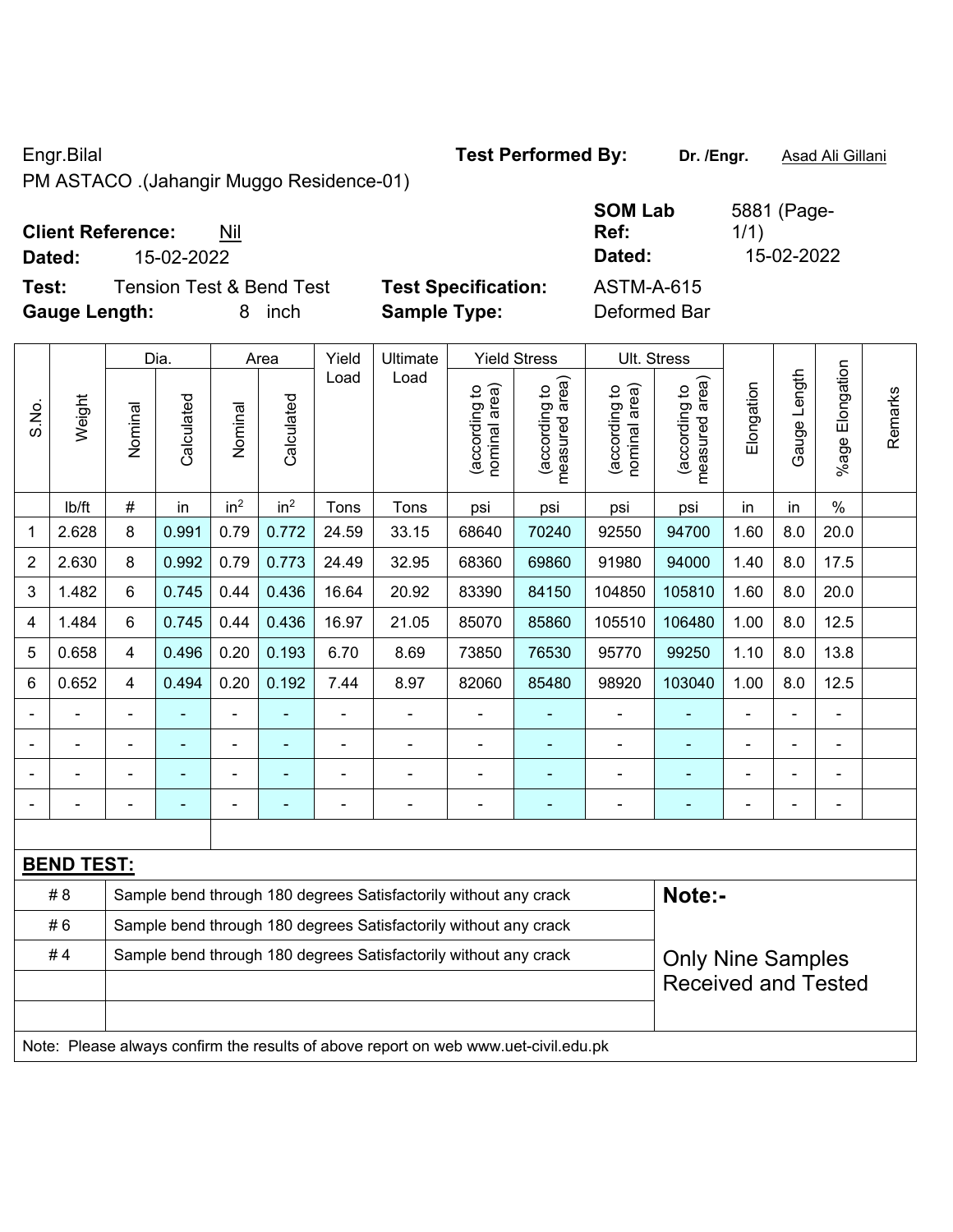Engr.Bilal

PM ASTACO .(Jahangir Muggo Residence-01)

**Test Performed By:** Dr. /Engr. Asad Ali Gillani

**Client Reference:** Nil

**Dated:** 15-02-2022

**SOM Lab Ref:** 5881 (Page-1/1)

**Dated:** 15-02-2022

**Test:** Tension Test & Bend Test

**Test Specification:** ASTM-A-615

**Gauge Length:** 8 inch

**Sample Type:** Deformed Bar

| S.No. | Weight | Dia. | | Area | | Yield Load | Ultimate Load | Yield Stress | | Ult. Stress | | Elongation | Gauge Length | %age Elongation | Remarks |
|---|---|---|---|---|---|---|---|---|---|---|---|---|---|---|---|
| | | Nominal | Calculated | Nominal | Calculated | | | (according to nominal area) | (according to measured area) | (according to nominal area) | (according to measured area) | | | | |
| | lb/ft | # | in | $in^2$ | $in^2$ | Tons | Tons | psi | psi | psi | psi | in | in | % | |
| 1 | 2.628 | 8 | 0.991 | 0.79 | 0.772 | 24.59 | 33.15 | 68640 | 70240 | 92550 | 94700 | 1.60 | 8.0 | 20.0 | |
| 2 | 2.630 | 8 | 0.992 | 0.79 | 0.773 | 24.49 | 32.95 | 68360 | 69860 | 91980 | 94000 | 1.40 | 8.0 | 17.5 | |
| 3 | 1.482 | 6 | 0.745 | 0.44 | 0.436 | 16.64 | 20.92 | 83390 | 84150 | 104850 | 105810 | 1.60 | 8.0 | 20.0 | |
| 4 | 1.484 | 6 | 0.745 | 0.44 | 0.436 | 16.97 | 21.05 | 85070 | 85860 | 105510 | 106480 | 1.00 | 8.0 | 12.5 | |
| 5 | 0.658 | 4 | 0.496 | 0.20 | 0.193 | 6.70 | 8.69 | 73850 | 76530 | 95770 | 99250 | 1.10 | 8.0 | 13.8 | |
| 6 | 0.652 | 4 | 0.494 | 0.20 | 0.192 | 7.44 | 8.97 | 82060 | 85480 | 98920 | 103040 | 1.00 | 8.0 | 12.5 | |
| - | - | - | - | - | - | - | - | - | - | - | - | - | - | - | |
| - | - | - | - | - | - | - | - | - | - | - | - | - | - | - | |
| - | - | - | - | - | - | - | - | - | - | - | - | - | - | - | |
| - | - | - | - | - | - | - | - | - | - | - | - | - | - | - | |

**BEND TEST:**

| | | |
|---|---|---|
| # 8 | Sample bend through 180 degrees Satisfactorily without any crack | **Note:-** |
| # 6 | Sample bend through 180 degrees Satisfactorily without any crack | |
| # 4 | Sample bend through 180 degrees Satisfactorily without any crack | Only Nine Samples Received and Tested |

Note: Please always confirm the results of above report on web www.uet-civil.edu.pk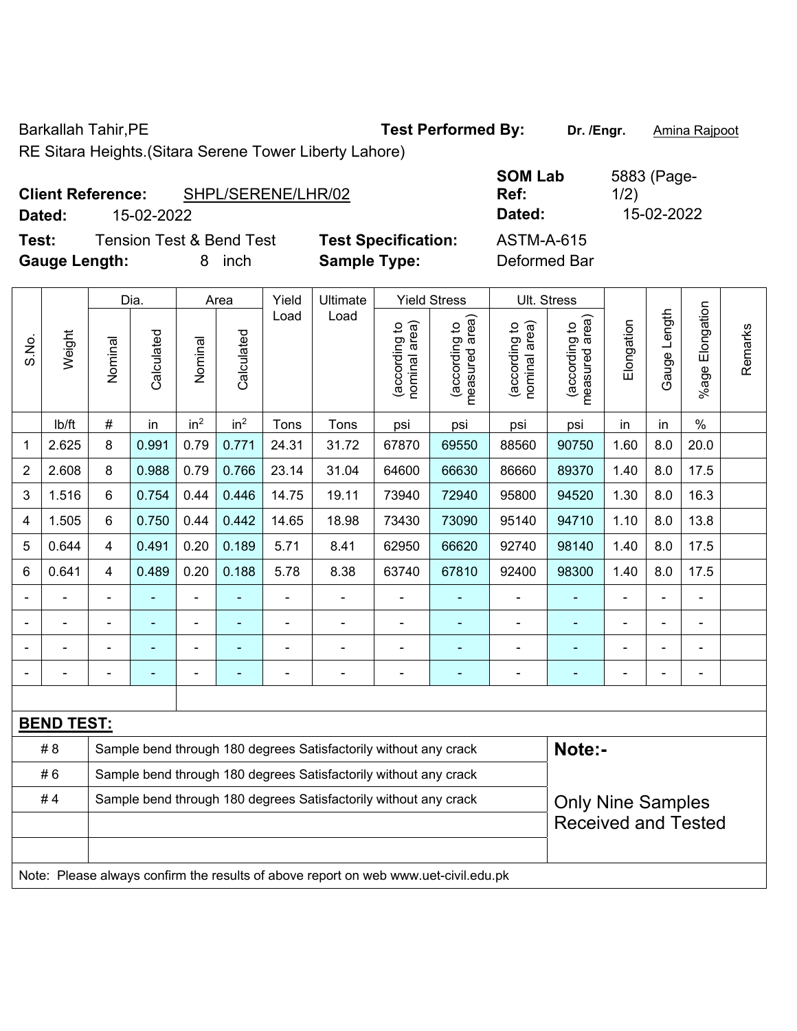Barkallah Tahir,PE **Test Performed By:** **Dr. /Engr.** Amina Rajpoot

RE Sitara Heights.(Sitara Serene Tower Liberty Lahore)

**Client Reference:** SHPL/SERENE/LHR/02 **SOM Lab Ref:** 5883 (Page-1/2)

**Dated:** 15-02-2022 **Dated:** 15-02-2022

**Test:** Tension Test & Bend Test **Test Specification:** ASTM-A-615

**Gauge Length:** 8 inch **Sample Type:** Deformed Bar

| S.No. | Weight | Dia. | | Area | | Yield Load | Ultimate Load | Yield Stress | | Ult. Stress | | Elongation | Gauge Length | %age Elongation | Remarks |
|---|---|---|---|---|---|---|---|---|---|---|---|---|---|---|---|
| | | Nominal | Calculated | Nominal | Calculated | | | (according to nominal area) | (according to measured area) | (according to nominal area) | (according to measured area) | | | | |
| | lb/ft | # | in | $in^2$ | $in^2$ | Tons | Tons | psi | psi | psi | psi | in | in | % | |
| 1 | 2.625 | 8 | 0.991 | 0.79 | 0.771 | 24.31 | 31.72 | 67870 | 69550 | 88560 | 90750 | 1.60 | 8.0 | 20.0 | |
| 2 | 2.608 | 8 | 0.988 | 0.79 | 0.766 | 23.14 | 31.04 | 64600 | 66630 | 86660 | 89370 | 1.40 | 8.0 | 17.5 | |
| 3 | 1.516 | 6 | 0.754 | 0.44 | 0.446 | 14.75 | 19.11 | 73940 | 72940 | 95800 | 94520 | 1.30 | 8.0 | 16.3 | |
| 4 | 1.505 | 6 | 0.750 | 0.44 | 0.442 | 14.65 | 18.98 | 73430 | 73090 | 95140 | 94710 | 1.10 | 8.0 | 13.8 | |
| 5 | 0.644 | 4 | 0.491 | 0.20 | 0.189 | 5.71 | 8.41 | 62950 | 66620 | 92740 | 98140 | 1.40 | 8.0 | 17.5 | |
| 6 | 0.641 | 4 | 0.489 | 0.20 | 0.188 | 5.78 | 8.38 | 63740 | 67810 | 92400 | 98300 | 1.40 | 8.0 | 17.5 | |
| - | - | - | - | - | - | - | - | - | - | - | - | - | - | - | |
| - | - | - | - | - | - | - | - | - | - | - | - | - | - | - | |
| - | - | - | - | - | - | - | - | - | - | - | - | - | - | - | |
| - | - | - | - | - | - | - | - | - | - | - | - | - | - | - | |

**BEND TEST:**

| | | |
|---|---|---|
| # 8 | Sample bend through 180 degrees Satisfactorily without any crack | **Note:-** |
| # 6 | Sample bend through 180 degrees Satisfactorily without any crack | |
| # 4 | Sample bend through 180 degrees Satisfactorily without any crack | Only Nine Samples Received and Tested |

Note: Please always confirm the results of above report on web www.uet-civil.edu.pk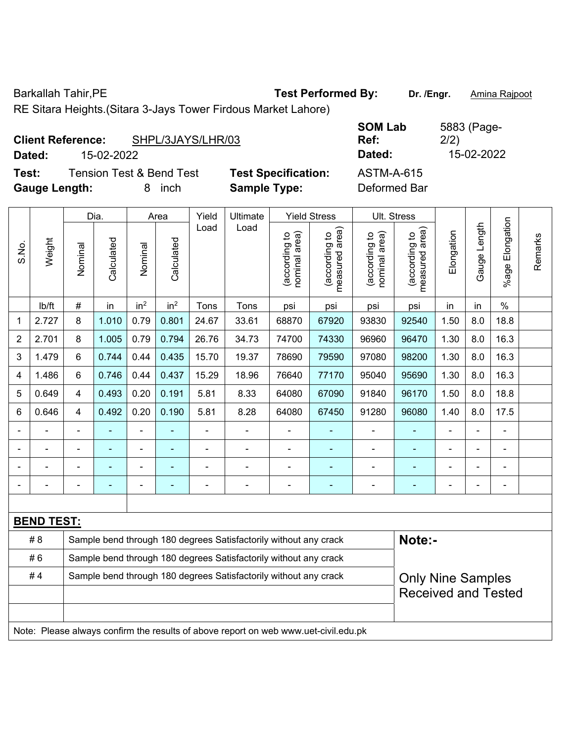Barkallah Tahir,PE **Test Performed By:** **Dr. /Engr.** Amina Rajpoot

RE Sitara Heights.(Sitara 3-Jays Tower Firdous Market Lahore)

**Client Reference:** SHPL/3JAYS/LHR/03 **SOM Lab Ref:** 5883 (Page-2/2)

**Dated:** 15-02-2022 **Dated:** 15-02-2022

**Test:** Tension Test & Bend Test **Test Specification:** ASTM-A-615

**Gauge Length:** 8 inch **Sample Type:** Deformed Bar

| S.No. | Weight | Dia. | | Area | | Yield Load | Ultimate Load | Yield Stress | | Ult. Stress | | Elongation | Gauge Length | %age Elongation | Remarks |
|---|---|---|---|---|---|---|---|---|---|---|---|---|---|---|---|
| | | Nominal | Calculated | Nominal | Calculated | | | (according to nominal area) | (according to measured area) | (according to nominal area) | (according to measured area) | | | | |
| | lb/ft | # | in | in$^2$ | in$^2$ | Tons | Tons | psi | psi | psi | psi | in | in | % | |
| 1 | 2.727 | 8 | 1.010 | 0.79 | 0.801 | 24.67 | 33.61 | 68870 | 67920 | 93830 | 92540 | 1.50 | 8.0 | 18.8 | |
| 2 | 2.701 | 8 | 1.005 | 0.79 | 0.794 | 26.76 | 34.73 | 74700 | 74330 | 96960 | 96470 | 1.30 | 8.0 | 16.3 | |
| 3 | 1.479 | 6 | 0.744 | 0.44 | 0.435 | 15.70 | 19.37 | 78690 | 79590 | 97080 | 98200 | 1.30 | 8.0 | 16.3 | |
| 4 | 1.486 | 6 | 0.746 | 0.44 | 0.437 | 15.29 | 18.96 | 76640 | 77170 | 95040 | 95690 | 1.30 | 8.0 | 16.3 | |
| 5 | 0.649 | 4 | 0.493 | 0.20 | 0.191 | 5.81 | 8.33 | 64080 | 67090 | 91840 | 96170 | 1.50 | 8.0 | 18.8 | |
| 6 | 0.646 | 4 | 0.492 | 0.20 | 0.190 | 5.81 | 8.28 | 64080 | 67450 | 91280 | 96080 | 1.40 | 8.0 | 17.5 | |
| - | - | - | - | - | - | - | - | - | - | - | - | - | - | - | |
| - | - | - | - | - | - | - | - | - | - | - | - | - | - | - | |
| - | - | - | - | - | - | - | - | - | - | - | - | - | - | - | |
| - | - | - | - | - | - | - | - | - | - | - | - | - | - | - | |

**BEND TEST:**

| | | |
|---|---|---|
| # 8 | Sample bend through 180 degrees Satisfactorily without any crack | **Note:-** |
| # 6 | Sample bend through 180 degrees Satisfactorily without any crack | |
| # 4 | Sample bend through 180 degrees Satisfactorily without any crack | Only Nine Samples Received and Tested |

Note: Please always confirm the results of above report on web www.uet-civil.edu.pk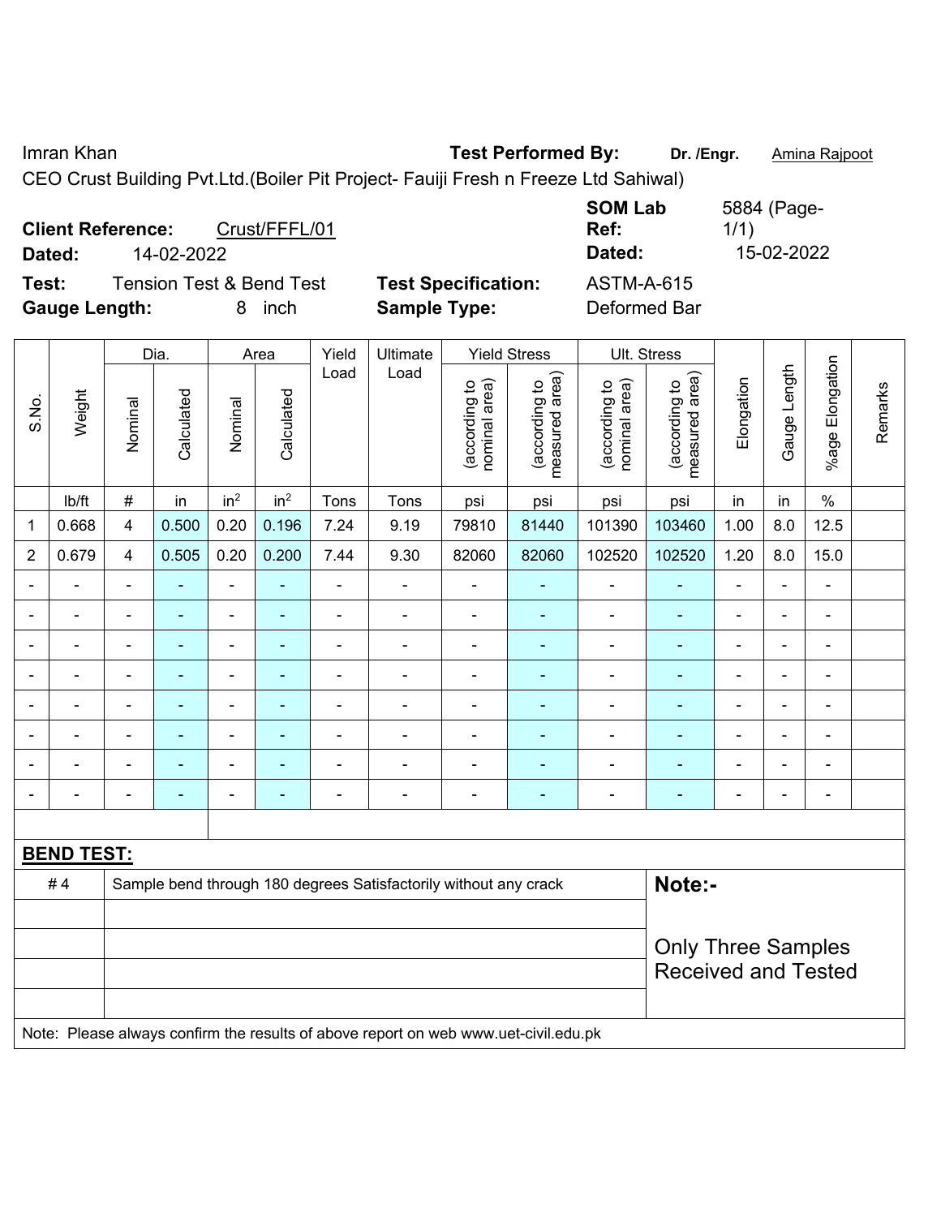Imran Khan **Test Performed By:** **Dr. /Engr.** Amina Rajpoot

CEO Crust Building Pvt.Ltd.(Boiler Pit Project- Fauiji Fresh n Freeze Ltd Sahiwal)

**Client Reference:** Crust/FFFL/01 **SOM Lab Ref:** 5884 (Page-1/1)

**Dated:** 14-02-2022 **Dated:** 15-02-2022

**Test:** Tension Test & Bend Test **Test Specification:** ASTM-A-615

**Gauge Length:** 8 inch **Sample Type:** Deformed Bar

| S.No. | Weight | Dia. | | Area | | Yield Load | Ultimate Load | Yield Stress | | Ult. Stress | | Elongation | Gauge Length | %age Elongation | Remarks |
|---|---|---|---|---|---|---|---|---|---|---|---|---|---|---|---|
| | | Nominal | Calculated | Nominal | Calculated | | | (according to nominal area) | (according to measured area) | (according to nominal area) | (according to measured area) | | | | |
| | lb/ft | # | in | $in^2$ | $in^2$ | Tons | Tons | psi | psi | psi | psi | in | in | % | |
| 1 | 0.668 | 4 | 0.500 | 0.20 | 0.196 | 7.24 | 9.19 | 79810 | 81440 | 101390 | 103460 | 1.00 | 8.0 | 12.5 | |
| 2 | 0.679 | 4 | 0.505 | 0.20 | 0.200 | 7.44 | 9.30 | 82060 | 82060 | 102520 | 102520 | 1.20 | 8.0 | 15.0 | |
| - | - | - | - | - | - | - | - | - | - | - | - | - | - | - | |
| - | - | - | - | - | - | - | - | - | - | - | - | - | - | - | |
| - | - | - | - | - | - | - | - | - | - | - | - | - | - | - | |
| - | - | - | - | - | - | - | - | - | - | - | - | - | - | - | |
| - | - | - | - | - | - | - | - | - | - | - | - | - | - | - | |
| - | - | - | - | - | - | - | - | - | - | - | - | - | - | - | |
| - | - | - | - | - | - | - | - | - | - | - | - | - | - | - | |
| - | - | - | - | - | - | - | - | - | - | - | - | - | - | - | |

**BEND TEST:**

| | | |
|---|---|---|
| # 4 | Sample bend through 180 degrees Satisfactorily without any crack | **Note:-** |
| | | Only Three Samples Received and Tested |

Note: Please always confirm the results of above report on web www.uet-civil.edu.pk